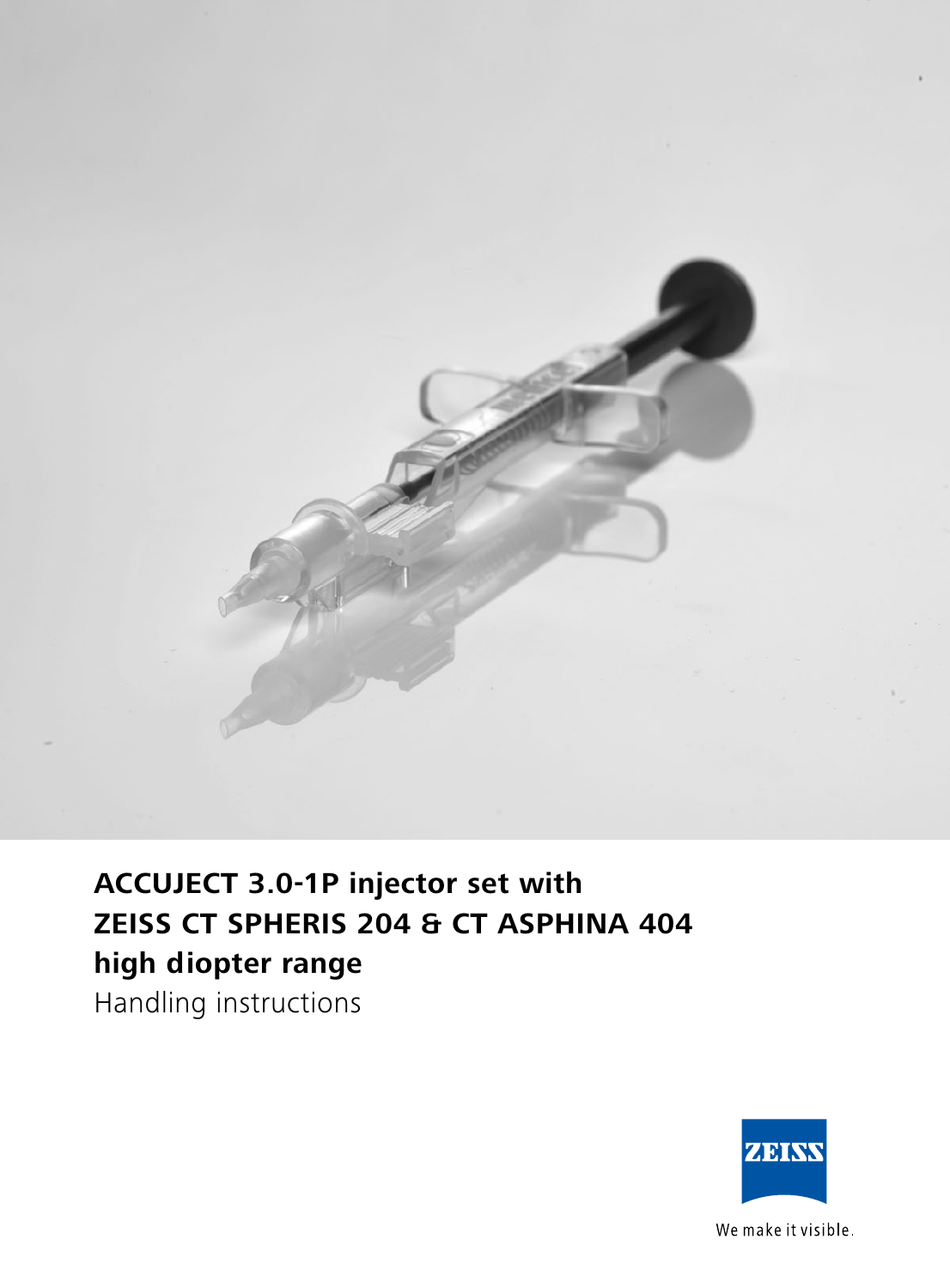# ACCUJECT 3.0-1P injector set with ZEISS CT SPHERIS 204 & CT ASPHINA 404 high diopter range

Handling instructions

ZEISS

We make it visible.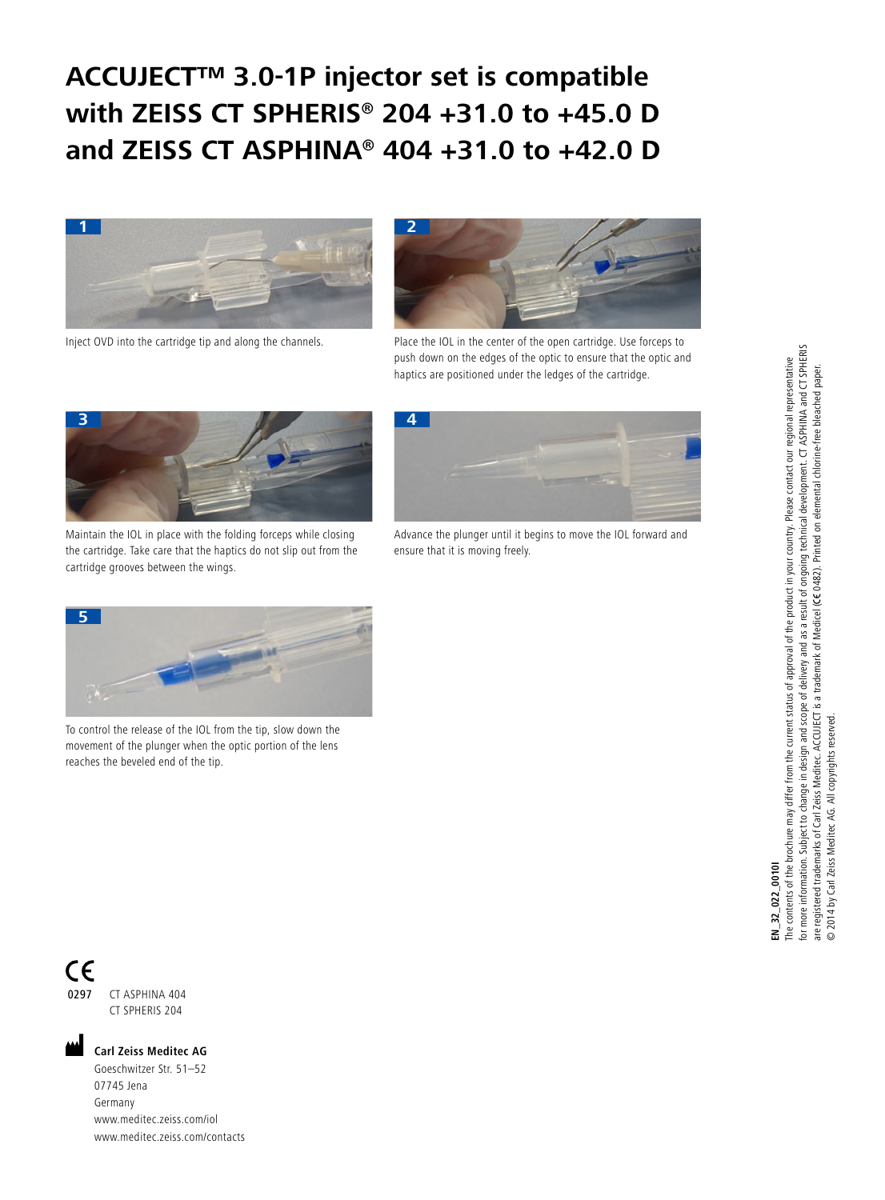# ACCUJECT™ 3.0-1P injector set is compatible with ZEISS CT SPHERIS® 204 +31.0 to +45.0 D and ZEISS CT ASPHINA® 404 +31.0 to +42.0 D

**1**

Inject OVD into the cartridge tip and along the channels.

**2**

Place the IOL in the center of the open cartridge. Use forceps to push down on the edges of the optic to ensure that the optic and haptics are positioned under the ledges of the cartridge.

**3**

Maintain the IOL in place with the folding forceps while closing the cartridge. Take care that the haptics do not slip out from the cartridge grooves between the wings.

**4**

Advance the plunger until it begins to move the IOL forward and ensure that it is moving freely.

**5**

To control the release of the IOL from the tip, slow down the movement of the plunger when the optic portion of the lens reaches the beveled end of the tip.

CE 0297 CT ASPHINA 404
CT SPHERIS 204

**Carl Zeiss Meditec AG**
Goeschwitzer Str. 51–52
07745 Jena
Germany
www.meditec.zeiss.com/iol
www.meditec.zeiss.com/contacts

**EN_32_022_0010I**
The contents of the brochure may differ from the current status of approval of the product in your country. Please contact our regional representative for more information. Subject to change in design and scope of delivery and as a result of ongoing technical development. CT ASPHINA and CT SPHERIS are registered trademarks of Carl Zeiss Meditec. ACCUJECT is a trademark of Medicel (CE 0482). Printed on elemental chlorine-free bleached paper.
© 2014 by Carl Zeiss Meditec AG. All copyrights reserved.